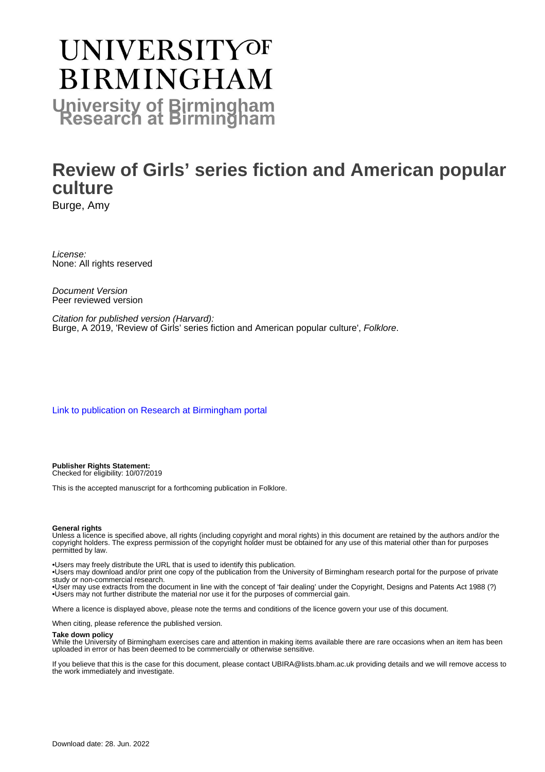# UNIVERSITY OF BIRMINGHAM

**University of Birmingham Research at Birmingham**

# Review of Girls' series fiction and American popular culture

Burge, Amy

*License:*
None: All rights reserved

*Document Version*
Peer reviewed version

*Citation for published version (Harvard):*
Burge, A 2019, 'Review of Girls' series fiction and American popular culture', *Folklore*.

[Link to publication on Research at Birmingham portal]

**Publisher Rights Statement:**
Checked for eligibility: 10/07/2019

This is the accepted manuscript for a forthcoming publication in Folklore.

**General rights**
Unless a licence is specified above, all rights (including copyright and moral rights) in this document are retained by the authors and/or the copyright holders. The express permission of the copyright holder must be obtained for any use of this material other than for purposes permitted by law.

•Users may freely distribute the URL that is used to identify this publication.
•Users may download and/or print one copy of the publication from the University of Birmingham research portal for the purpose of private study or non-commercial research.
•User may use extracts from the document in line with the concept of 'fair dealing' under the Copyright, Designs and Patents Act 1988 (?)
•Users may not further distribute the material nor use it for the purposes of commercial gain.

Where a licence is displayed above, please note the terms and conditions of the licence govern your use of this document.

When citing, please reference the published version.

**Take down policy**
While the University of Birmingham exercises care and attention in making items available there are rare occasions when an item has been uploaded in error or has been deemed to be commercially or otherwise sensitive.

If you believe that this is the case for this document, please contact UBIRA@lists.bham.ac.uk providing details and we will remove access to the work immediately and investigate.

Download date: 28. Jun. 2022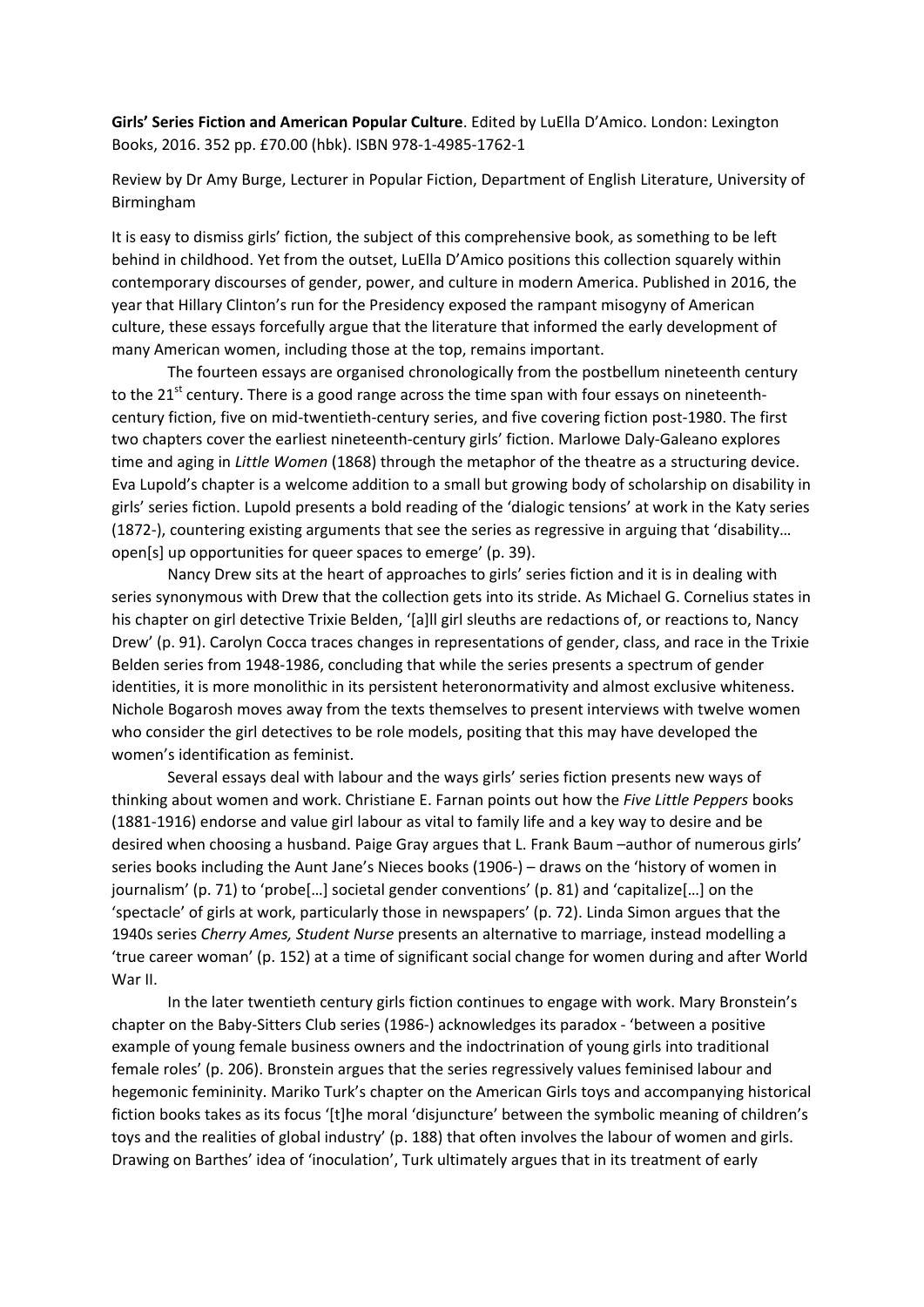**Girls' Series Fiction and American Popular Culture**. Edited by LuElla D'Amico. London: Lexington Books, 2016. 352 pp. £70.00 (hbk). ISBN 978-1-4985-1762-1

Review by Dr Amy Burge, Lecturer in Popular Fiction, Department of English Literature, University of Birmingham

It is easy to dismiss girls' fiction, the subject of this comprehensive book, as something to be left behind in childhood. Yet from the outset, LuElla D'Amico positions this collection squarely within contemporary discourses of gender, power, and culture in modern America. Published in 2016, the year that Hillary Clinton's run for the Presidency exposed the rampant misogyny of American culture, these essays forcefully argue that the literature that informed the early development of many American women, including those at the top, remains important.

The fourteen essays are organised chronologically from the postbellum nineteenth century to the 21st century. There is a good range across the time span with four essays on nineteenth-century fiction, five on mid-twentieth-century series, and five covering fiction post-1980. The first two chapters cover the earliest nineteenth-century girls' fiction. Marlowe Daly-Galeano explores time and aging in *Little Women* (1868) through the metaphor of the theatre as a structuring device. Eva Lupold's chapter is a welcome addition to a small but growing body of scholarship on disability in girls' series fiction. Lupold presents a bold reading of the 'dialogic tensions' at work in the Katy series (1872-), countering existing arguments that see the series as regressive in arguing that 'disability… open[s] up opportunities for queer spaces to emerge' (p. 39).

Nancy Drew sits at the heart of approaches to girls' series fiction and it is in dealing with series synonymous with Drew that the collection gets into its stride. As Michael G. Cornelius states in his chapter on girl detective Trixie Belden, '[a]ll girl sleuths are redactions of, or reactions to, Nancy Drew' (p. 91). Carolyn Cocca traces changes in representations of gender, class, and race in the Trixie Belden series from 1948-1986, concluding that while the series presents a spectrum of gender identities, it is more monolithic in its persistent heteronormativity and almost exclusive whiteness. Nichole Bogarosh moves away from the texts themselves to present interviews with twelve women who consider the girl detectives to be role models, positing that this may have developed the women's identification as feminist.

Several essays deal with labour and the ways girls' series fiction presents new ways of thinking about women and work. Christiane E. Farnan points out how the *Five Little Peppers* books (1881-1916) endorse and value girl labour as vital to family life and a key way to desire and be desired when choosing a husband. Paige Gray argues that L. Frank Baum –author of numerous girls' series books including the Aunt Jane's Nieces books (1906-) – draws on the 'history of women in journalism' (p. 71) to 'probe[…] societal gender conventions' (p. 81) and 'capitalize[…] on the 'spectacle' of girls at work, particularly those in newspapers' (p. 72). Linda Simon argues that the 1940s series *Cherry Ames, Student Nurse* presents an alternative to marriage, instead modelling a 'true career woman' (p. 152) at a time of significant social change for women during and after World War II.

In the later twentieth century girls fiction continues to engage with work. Mary Bronstein's chapter on the Baby-Sitters Club series (1986-) acknowledges its paradox - 'between a positive example of young female business owners and the indoctrination of young girls into traditional female roles' (p. 206). Bronstein argues that the series regressively values feminised labour and hegemonic femininity. Mariko Turk's chapter on the American Girls toys and accompanying historical fiction books takes as its focus '[t]he moral 'disjuncture' between the symbolic meaning of children's toys and the realities of global industry' (p. 188) that often involves the labour of women and girls. Drawing on Barthes' idea of 'inoculation', Turk ultimately argues that in its treatment of early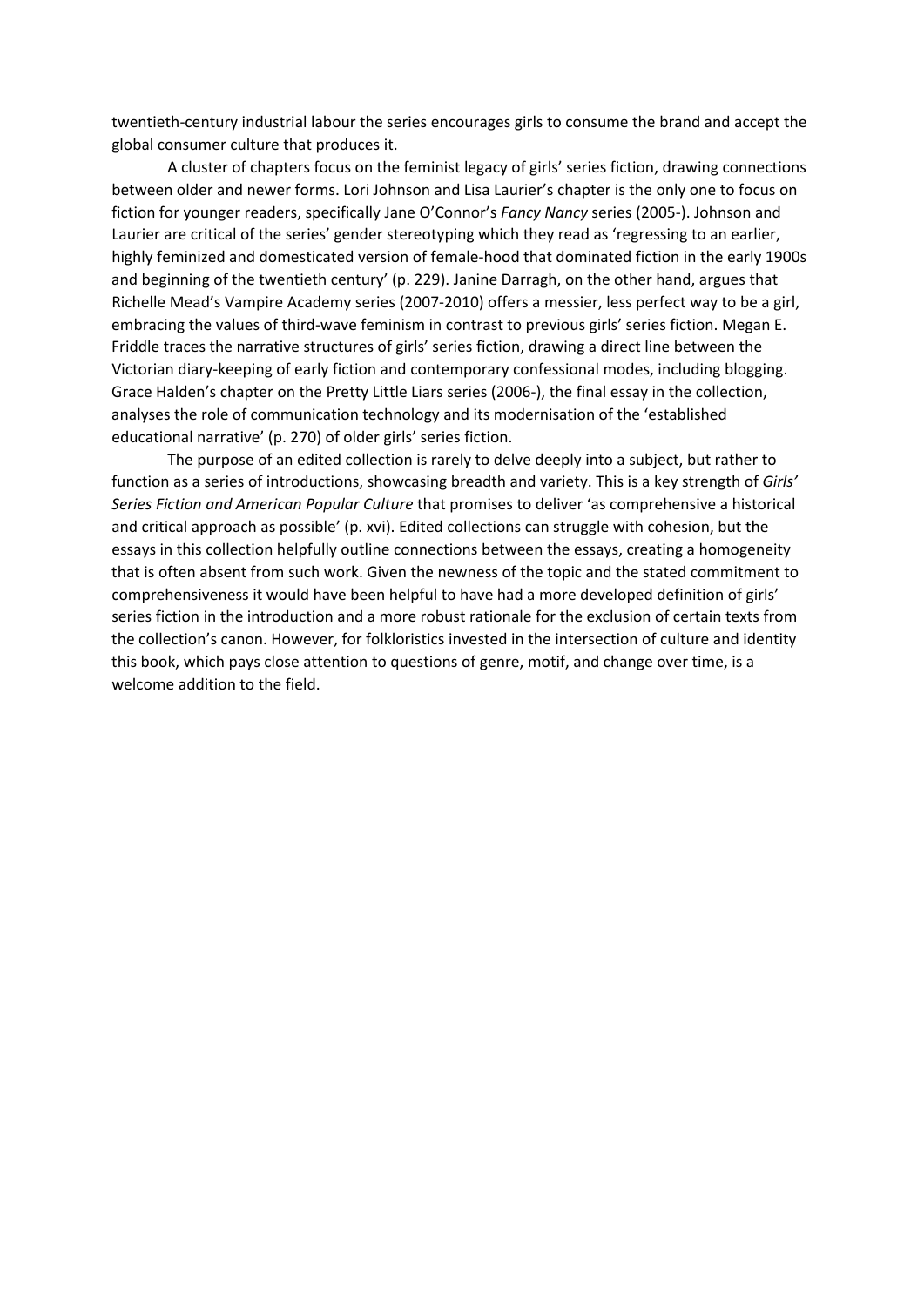twentieth-century industrial labour the series encourages girls to consume the brand and accept the global consumer culture that produces it.

A cluster of chapters focus on the feminist legacy of girls' series fiction, drawing connections between older and newer forms. Lori Johnson and Lisa Laurier's chapter is the only one to focus on fiction for younger readers, specifically Jane O'Connor's *Fancy Nancy* series (2005-). Johnson and Laurier are critical of the series' gender stereotyping which they read as 'regressing to an earlier, highly feminized and domesticated version of female-hood that dominated fiction in the early 1900s and beginning of the twentieth century' (p. 229). Janine Darragh, on the other hand, argues that Richelle Mead's Vampire Academy series (2007-2010) offers a messier, less perfect way to be a girl, embracing the values of third-wave feminism in contrast to previous girls' series fiction. Megan E. Friddle traces the narrative structures of girls' series fiction, drawing a direct line between the Victorian diary-keeping of early fiction and contemporary confessional modes, including blogging. Grace Halden's chapter on the Pretty Little Liars series (2006-), the final essay in the collection, analyses the role of communication technology and its modernisation of the 'established educational narrative' (p. 270) of older girls' series fiction.

The purpose of an edited collection is rarely to delve deeply into a subject, but rather to function as a series of introductions, showcasing breadth and variety. This is a key strength of *Girls' Series Fiction and American Popular Culture* that promises to deliver 'as comprehensive a historical and critical approach as possible' (p. xvi). Edited collections can struggle with cohesion, but the essays in this collection helpfully outline connections between the essays, creating a homogeneity that is often absent from such work. Given the newness of the topic and the stated commitment to comprehensiveness it would have been helpful to have had a more developed definition of girls' series fiction in the introduction and a more robust rationale for the exclusion of certain texts from the collection's canon. However, for folkloristics invested in the intersection of culture and identity this book, which pays close attention to questions of genre, motif, and change over time, is a welcome addition to the field.